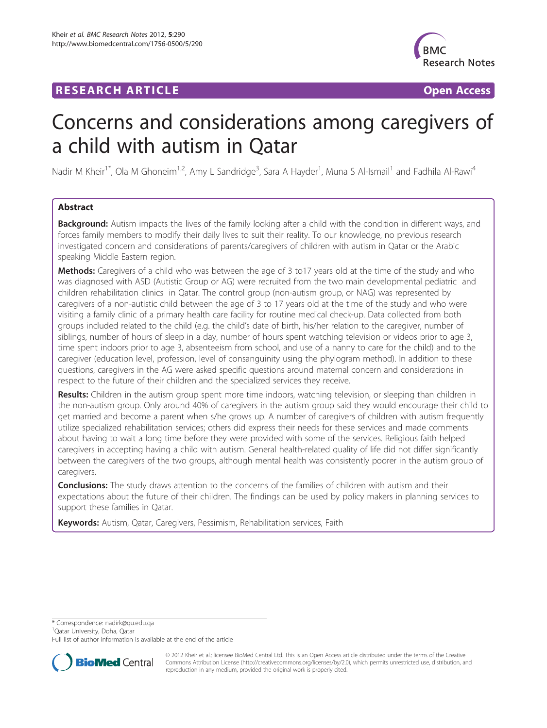RESEARCH ARTICLE

Open Access

# Concerns and considerations among caregivers of a child with autism in Qatar

Nadir M Kheir[1*], Ola M Ghoneim[1,2], Amy L Sandridge[3], Sara A Hayder[1], Muna S Al-Ismail[1] and Fadhila Al-Rawi[4]

## Abstract

**Background:** Autism impacts the lives of the family looking after a child with the condition in different ways, and forces family members to modify their daily lives to suit their reality. To our knowledge, no previous research investigated concern and considerations of parents/caregivers of children with autism in Qatar or the Arabic speaking Middle Eastern region.

**Methods:** Caregivers of a child who was between the age of 3 to17 years old at the time of the study and who was diagnosed with ASD (Autistic Group or AG) were recruited from the two main developmental pediatric and children rehabilitation clinics in Qatar. The control group (non-autism group, or NAG) was represented by caregivers of a non-autistic child between the age of 3 to 17 years old at the time of the study and who were visiting a family clinic of a primary health care facility for routine medical check-up. Data collected from both groups included related to the child (e.g. the child's date of birth, his/her relation to the caregiver, number of siblings, number of hours of sleep in a day, number of hours spent watching television or videos prior to age 3, time spent indoors prior to age 3, absenteeism from school, and use of a nanny to care for the child) and to the caregiver (education level, profession, level of consanguinity using the phylogram method). In addition to these questions, caregivers in the AG were asked specific questions around maternal concern and considerations in respect to the future of their children and the specialized services they receive.

**Results:** Children in the autism group spent more time indoors, watching television, or sleeping than children in the non-autism group. Only around 40% of caregivers in the autism group said they would encourage their child to get married and become a parent when s/he grows up. A number of caregivers of children with autism frequently utilize specialized rehabilitation services; others did express their needs for these services and made comments about having to wait a long time before they were provided with some of the services. Religious faith helped caregivers in accepting having a child with autism. General health-related quality of life did not differ significantly between the caregivers of the two groups, although mental health was consistently poorer in the autism group of caregivers.

**Conclusions:** The study draws attention to the concerns of the families of children with autism and their expectations about the future of their children. The findings can be used by policy makers in planning services to support these families in Qatar.

**Keywords:** Autism, Qatar, Caregivers, Pessimism, Rehabilitation services, Faith

---

* Correspondence: nadirk@qu.edu.qa
[1]Qatar University, Doha, Qatar
Full list of author information is available at the end of the article

© 2012 Kheir et al.; licensee BioMed Central Ltd. This is an Open Access article distributed under the terms of the Creative Commons Attribution License (http://creativecommons.org/licenses/by/2.0), which permits unrestricted use, distribution, and reproduction in any medium, provided the original work is properly cited.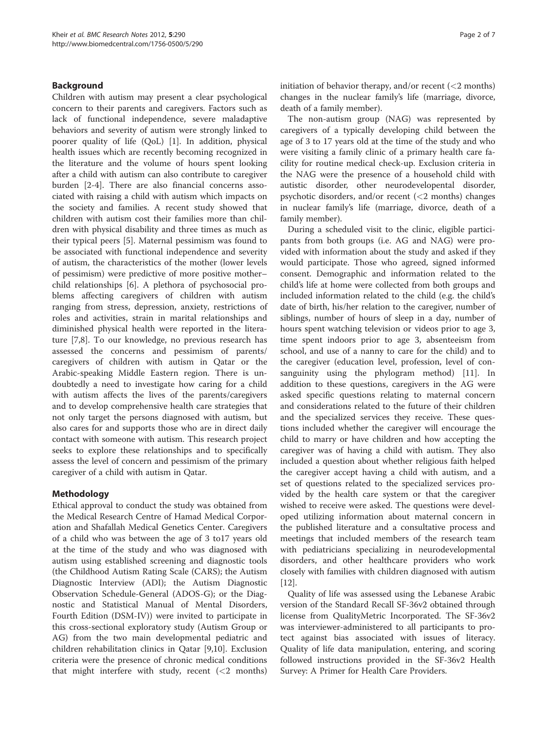## Background

Children with autism may present a clear psychological concern to their parents and caregivers. Factors such as lack of functional independence, severe maladaptive behaviors and severity of autism were strongly linked to poorer quality of life (QoL) [1]. In addition, physical health issues which are recently becoming recognized in the literature and the volume of hours spent looking after a child with autism can also contribute to caregiver burden [2-4]. There are also financial concerns associated with raising a child with autism which impacts on the society and families. A recent study showed that children with autism cost their families more than children with physical disability and three times as much as their typical peers [5]. Maternal pessimism was found to be associated with functional independence and severity of autism, the characteristics of the mother (lower levels of pessimism) were predictive of more positive mother–child relationships [6]. A plethora of psychosocial problems affecting caregivers of children with autism ranging from stress, depression, anxiety, restrictions of roles and activities, strain in marital relationships and diminished physical health were reported in the literature [7,8]. To our knowledge, no previous research has assessed the concerns and pessimism of parents/caregivers of children with autism in Qatar or the Arabic-speaking Middle Eastern region. There is undoubtedly a need to investigate how caring for a child with autism affects the lives of the parents/caregivers and to develop comprehensive health care strategies that not only target the persons diagnosed with autism, but also cares for and supports those who are in direct daily contact with someone with autism. This research project seeks to explore these relationships and to specifically assess the level of concern and pessimism of the primary caregiver of a child with autism in Qatar.

## Methodology

Ethical approval to conduct the study was obtained from the Medical Research Centre of Hamad Medical Corporation and Shafallah Medical Genetics Center. Caregivers of a child who was between the age of 3 to17 years old at the time of the study and who was diagnosed with autism using established screening and diagnostic tools (the Childhood Autism Rating Scale (CARS); the Autism Diagnostic Interview (ADI); the Autism Diagnostic Observation Schedule-General (ADOS-G); or the Diagnostic and Statistical Manual of Mental Disorders, Fourth Edition (DSM-IV)) were invited to participate in this cross-sectional exploratory study (Autism Group or AG) from the two main developmental pediatric and children rehabilitation clinics in Qatar [9,10]. Exclusion criteria were the presence of chronic medical conditions that might interfere with study, recent (<2 months) initiation of behavior therapy, and/or recent (<2 months) changes in the nuclear family's life (marriage, divorce, death of a family member).

The non-autism group (NAG) was represented by caregivers of a typically developing child between the age of 3 to 17 years old at the time of the study and who were visiting a family clinic of a primary health care facility for routine medical check-up. Exclusion criteria in the NAG were the presence of a household child with autistic disorder, other neurodevelopental disorder, psychotic disorders, and/or recent (<2 months) changes in nuclear family's life (marriage, divorce, death of a family member).

During a scheduled visit to the clinic, eligible participants from both groups (i.e. AG and NAG) were provided with information about the study and asked if they would participate. Those who agreed, signed informed consent. Demographic and information related to the child's life at home were collected from both groups and included information related to the child (e.g. the child's date of birth, his/her relation to the caregiver, number of siblings, number of hours of sleep in a day, number of hours spent watching television or videos prior to age 3, time spent indoors prior to age 3, absenteeism from school, and use of a nanny to care for the child) and to the caregiver (education level, profession, level of consanguinity using the phylogram method) [11]. In addition to these questions, caregivers in the AG were asked specific questions relating to maternal concern and considerations related to the future of their children and the specialized services they receive. These questions included whether the caregiver will encourage the child to marry or have children and how accepting the caregiver was of having a child with autism. They also included a question about whether religious faith helped the caregiver accept having a child with autism, and a set of questions related to the specialized services provided by the health care system or that the caregiver wished to receive were asked. The questions were developed utilizing information about maternal concern in the published literature and a consultative process and meetings that included members of the research team with pediatricians specializing in neurodevelopmental disorders, and other healthcare providers who work closely with families with children diagnosed with autism [12].

Quality of life was assessed using the Lebanese Arabic version of the Standard Recall SF-36v2 obtained through license from QualityMetric Incorporated. The SF-36v2 was interviewer-administered to all participants to protect against bias associated with issues of literacy. Quality of life data manipulation, entering, and scoring followed instructions provided in the SF-36v2 Health Survey: A Primer for Health Care Providers.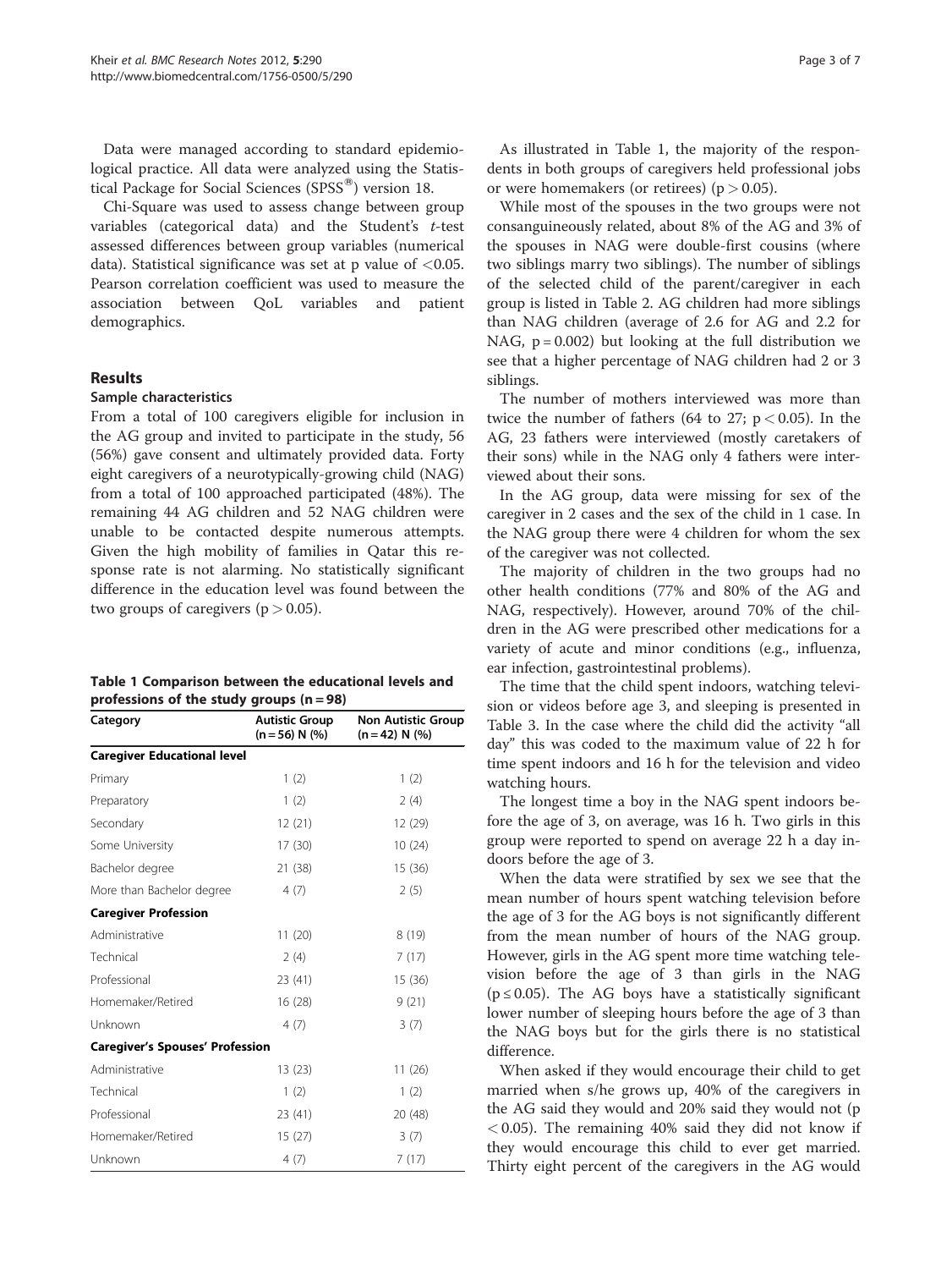Data were managed according to standard epidemiological practice. All data were analyzed using the Statistical Package for Social Sciences (SPSS®) version 18.

Chi-Square was used to assess change between group variables (categorical data) and the Student's *t*-test assessed differences between group variables (numerical data). Statistical significance was set at p value of $<0.05$. Pearson correlation coefficient was used to measure the association between QoL variables and patient demographics.

## Results

### Sample characteristics

From a total of 100 caregivers eligible for inclusion in the AG group and invited to participate in the study, 56 (56%) gave consent and ultimately provided data. Forty eight caregivers of a neurotypically-growing child (NAG) from a total of 100 approached participated (48%). The remaining 44 AG children and 52 NAG children were unable to be contacted despite numerous attempts. Given the high mobility of families in Qatar this response rate is not alarming. No statistically significant difference in the education level was found between the two groups of caregivers ($p > 0.05$).

**Table 1 Comparison between the educational levels and professions of the study groups (n = 98)**

| Category | Autistic Group (n = 56) N (%) | Non Autistic Group (n = 42) N (%) |
|---|---|---|
| **Caregiver Educational level** | | |
| Primary | 1 (2) | 1 (2) |
| Preparatory | 1 (2) | 2 (4) |
| Secondary | 12 (21) | 12 (29) |
| Some University | 17 (30) | 10 (24) |
| Bachelor degree | 21 (38) | 15 (36) |
| More than Bachelor degree | 4 (7) | 2 (5) |
| **Caregiver Profession** | | |
| Administrative | 11 (20) | 8 (19) |
| Technical | 2 (4) | 7 (17) |
| Professional | 23 (41) | 15 (36) |
| Homemaker/Retired | 16 (28) | 9 (21) |
| Unknown | 4 (7) | 3 (7) |
| **Caregiver's Spouses' Profession** | | |
| Administrative | 13 (23) | 11 (26) |
| Technical | 1 (2) | 1 (2) |
| Professional | 23 (41) | 20 (48) |
| Homemaker/Retired | 15 (27) | 3 (7) |
| Unknown | 4 (7) | 7 (17) |

As illustrated in Table 1, the majority of the respondents in both groups of caregivers held professional jobs or were homemakers (or retirees) ($p > 0.05$).

While most of the spouses in the two groups were not consanguineously related, about 8% of the AG and 3% of the spouses in NAG were double-first cousins (where two siblings marry two siblings). The number of siblings of the selected child of the parent/caregiver in each group is listed in Table 2. AG children had more siblings than NAG children (average of 2.6 for AG and 2.2 for NAG, $p = 0.002$) but looking at the full distribution we see that a higher percentage of NAG children had 2 or 3 siblings.

The number of mothers interviewed was more than twice the number of fathers (64 to 27; $p < 0.05$). In the AG, 23 fathers were interviewed (mostly caretakers of their sons) while in the NAG only 4 fathers were interviewed about their sons.

In the AG group, data were missing for sex of the caregiver in 2 cases and the sex of the child in 1 case. In the NAG group there were 4 children for whom the sex of the caregiver was not collected.

The majority of children in the two groups had no other health conditions (77% and 80% of the AG and NAG, respectively). However, around 70% of the children in the AG were prescribed other medications for a variety of acute and minor conditions (e.g., influenza, ear infection, gastrointestinal problems).

The time that the child spent indoors, watching television or videos before age 3, and sleeping is presented in Table 3. In the case where the child did the activity "all day" this was coded to the maximum value of 22 h for time spent indoors and 16 h for the television and video watching hours.

The longest time a boy in the NAG spent indoors before the age of 3, on average, was 16 h. Two girls in this group were reported to spend on average 22 h a day indoors before the age of 3.

When the data were stratified by sex we see that the mean number of hours spent watching television before the age of 3 for the AG boys is not significantly different from the mean number of hours of the NAG group. However, girls in the AG spent more time watching television before the age of 3 than girls in the NAG ($p \leq 0.05$). The AG boys have a statistically significant lower number of sleeping hours before the age of 3 than the NAG boys but for the girls there is no statistical difference.

When asked if they would encourage their child to get married when s/he grows up, 40% of the caregivers in the AG said they would and 20% said they would not ($p < 0.05$). The remaining 40% said they did not know if they would encourage this child to ever get married. Thirty eight percent of the caregivers in the AG would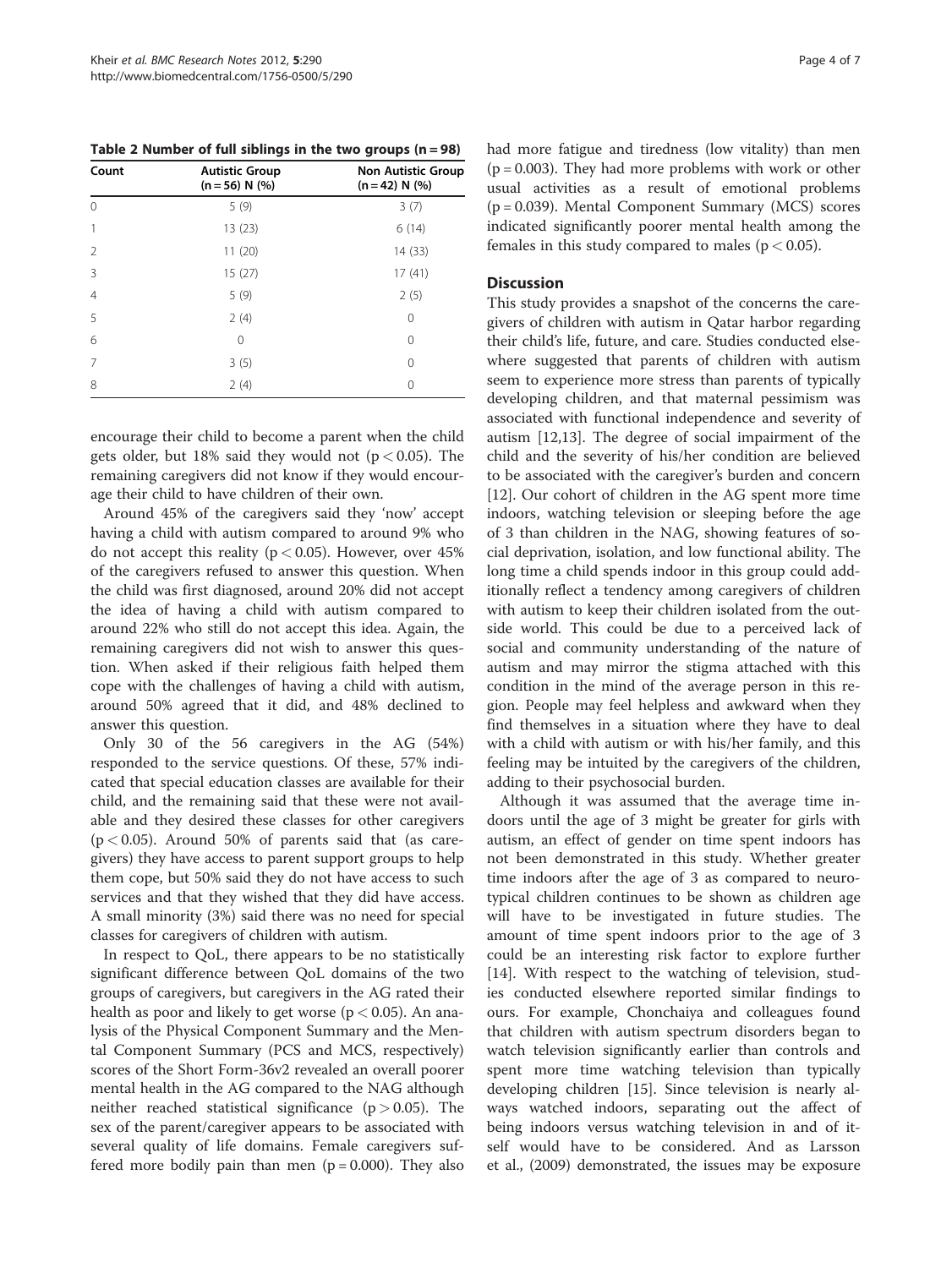**Table 2 Number of full siblings in the two groups (n = 98)**

| Count | Autistic Group (n = 56) N (%) | Non Autistic Group (n = 42) N (%) |
|---|---|---|
| 0 | 5 (9) | 3 (7) |
| 1 | 13 (23) | 6 (14) |
| 2 | 11 (20) | 14 (33) |
| 3 | 15 (27) | 17 (41) |
| 4 | 5 (9) | 2 (5) |
| 5 | 2 (4) | 0 |
| 6 | 0 | 0 |
| 7 | 3 (5) | 0 |
| 8 | 2 (4) | 0 |

encourage their child to become a parent when the child gets older, but 18% said they would not ($p < 0.05$). The remaining caregivers did not know if they would encourage their child to have children of their own.

Around 45% of the caregivers said they 'now' accept having a child with autism compared to around 9% who do not accept this reality ($p < 0.05$). However, over 45% of the caregivers refused to answer this question. When the child was first diagnosed, around 20% did not accept the idea of having a child with autism compared to around 22% who still do not accept this idea. Again, the remaining caregivers did not wish to answer this question. When asked if their religious faith helped them cope with the challenges of having a child with autism, around 50% agreed that it did, and 48% declined to answer this question.

Only 30 of the 56 caregivers in the AG (54%) responded to the service questions. Of these, 57% indicated that special education classes are available for their child, and the remaining said that these were not available and they desired these classes for other caregivers ($p < 0.05$). Around 50% of parents said that (as caregivers) they have access to parent support groups to help them cope, but 50% said they do not have access to such services and that they wished that they did have access. A small minority (3%) said there was no need for special classes for caregivers of children with autism.

In respect to QoL, there appears to be no statistically significant difference between QoL domains of the two groups of caregivers, but caregivers in the AG rated their health as poor and likely to get worse ($p < 0.05$). An analysis of the Physical Component Summary and the Mental Component Summary (PCS and MCS, respectively) scores of the Short Form-36v2 revealed an overall poorer mental health in the AG compared to the NAG although neither reached statistical significance ($p > 0.05$). The sex of the parent/caregiver appears to be associated with several quality of life domains. Female caregivers suffered more bodily pain than men ($p = 0.000$). They also had more fatigue and tiredness (low vitality) than men ($p = 0.003$). They had more problems with work or other usual activities as a result of emotional problems ($p = 0.039$). Mental Component Summary (MCS) scores indicated significantly poorer mental health among the females in this study compared to males ($p < 0.05$).

## Discussion

This study provides a snapshot of the concerns the caregivers of children with autism in Qatar harbor regarding their child's life, future, and care. Studies conducted elsewhere suggested that parents of children with autism seem to experience more stress than parents of typically developing children, and that maternal pessimism was associated with functional independence and severity of autism [12,13]. The degree of social impairment of the child and the severity of his/her condition are believed to be associated with the caregiver's burden and concern [12]. Our cohort of children in the AG spent more time indoors, watching television or sleeping before the age of 3 than children in the NAG, showing features of social deprivation, isolation, and low functional ability. The long time a child spends indoor in this group could additionally reflect a tendency among caregivers of children with autism to keep their children isolated from the outside world. This could be due to a perceived lack of social and community understanding of the nature of autism and may mirror the stigma attached with this condition in the mind of the average person in this region. People may feel helpless and awkward when they find themselves in a situation where they have to deal with a child with autism or with his/her family, and this feeling may be intuited by the caregivers of the children, adding to their psychosocial burden.

Although it was assumed that the average time indoors until the age of 3 might be greater for girls with autism, an effect of gender on time spent indoors has not been demonstrated in this study. Whether greater time indoors after the age of 3 as compared to neurotypical children continues to be shown as children age will have to be investigated in future studies. The amount of time spent indoors prior to the age of 3 could be an interesting risk factor to explore further [14]. With respect to the watching of television, studies conducted elsewhere reported similar findings to ours. For example, Chonchaiya and colleagues found that children with autism spectrum disorders began to watch television significantly earlier than controls and spent more time watching television than typically developing children [15]. Since television is nearly always watched indoors, separating out the affect of being indoors versus watching television in and of itself would have to be considered. And as Larsson et al., (2009) demonstrated, the issues may be exposure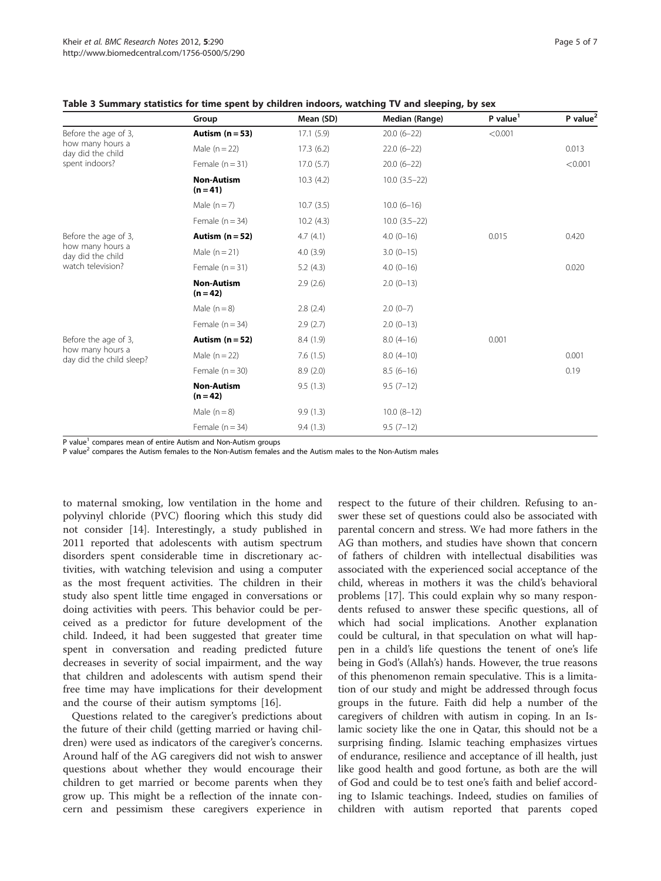**Table 3 Summary statistics for time spent by children indoors, watching TV and sleeping, by sex**

| | Group | Mean (SD) | Median (Range) | P value[1] | P value[2] |
|---|---|---|---|---|---|
| Before the age of 3, how many hours a day did the child spent indoors? | **Autism (n = 53)** | 17.1 (5.9) | 20.0 (6–22) | <0.001 | |
| | Male (n = 22) | 17.3 (6.2) | 22.0 (6–22) | | 0.013 |
| | Female (n = 31) | 17.0 (5.7) | 20.0 (6–22) | | <0.001 |
| | **Non-Autism (n = 41)** | 10.3 (4.2) | 10.0 (3.5–22) | | |
| | Male (n = 7) | 10.7 (3.5) | 10.0 (6–16) | | |
| | Female (n = 34) | 10.2 (4.3) | 10.0 (3.5–22) | | |
| Before the age of 3, how many hours a day did the child watch television? | **Autism (n = 52)** | 4.7 (4.1) | 4.0 (0–16) | 0.015 | 0.420 |
| | Male (n = 21) | 4.0 (3.9) | 3.0 (0–15) | | |
| | Female (n = 31) | 5.2 (4.3) | 4.0 (0–16) | | 0.020 |
| | **Non-Autism (n = 42)** | 2.9 (2.6) | 2.0 (0–13) | | |
| | Male (n = 8) | 2.8 (2.4) | 2.0 (0–7) | | |
| | Female (n = 34) | 2.9 (2.7) | 2.0 (0–13) | | |
| Before the age of 3, how many hours a day did the child sleep? | **Autism (n = 52)** | 8.4 (1.9) | 8.0 (4–16) | 0.001 | |
| | Male (n = 22) | 7.6 (1.5) | 8.0 (4–10) | | 0.001 |
| | Female (n = 30) | 8.9 (2.0) | 8.5 (6–16) | | 0.19 |
| | **Non-Autism (n = 42)** | 9.5 (1.3) | 9.5 (7–12) | | |
| | Male (n = 8) | 9.9 (1.3) | 10.0 (8–12) | | |
| | Female (n = 34) | 9.4 (1.3) | 9.5 (7–12) | | |

P value[1] compares mean of entire Autism and Non-Autism groups
P value[2] compares the Autism females to the Non-Autism females and the Autism males to the Non-Autism males

to maternal smoking, low ventilation in the home and polyvinyl chloride (PVC) flooring which this study did not consider [14]. Interestingly, a study published in 2011 reported that adolescents with autism spectrum disorders spent considerable time in discretionary activities, with watching television and using a computer as the most frequent activities. The children in their study also spent little time engaged in conversations or doing activities with peers. This behavior could be perceived as a predictor for future development of the child. Indeed, it had been suggested that greater time spent in conversation and reading predicted future decreases in severity of social impairment, and the way that children and adolescents with autism spend their free time may have implications for their development and the course of their autism symptoms [16].

Questions related to the caregiver's predictions about the future of their child (getting married or having children) were used as indicators of the caregiver's concerns. Around half of the AG caregivers did not wish to answer questions about whether they would encourage their children to get married or become parents when they grow up. This might be a reflection of the innate concern and pessimism these caregivers experience in respect to the future of their children. Refusing to answer these set of questions could also be associated with parental concern and stress. We had more fathers in the AG than mothers, and studies have shown that concern of fathers of children with intellectual disabilities was associated with the experienced social acceptance of the child, whereas in mothers it was the child's behavioral problems [17]. This could explain why so many respondents refused to answer these specific questions, all of which had social implications. Another explanation could be cultural, in that speculation on what will happen in a child's life questions the tenent of one's life being in God's (Allah's) hands. However, the true reasons of this phenomenon remain speculative. This is a limitation of our study and might be addressed through focus groups in the future. Faith did help a number of the caregivers of children with autism in coping. In an Islamic society like the one in Qatar, this should not be a surprising finding. Islamic teaching emphasizes virtues of endurance, resilience and acceptance of ill health, just like good health and good fortune, as both are the will of God and could be to test one's faith and belief according to Islamic teachings. Indeed, studies on families of children with autism reported that parents coped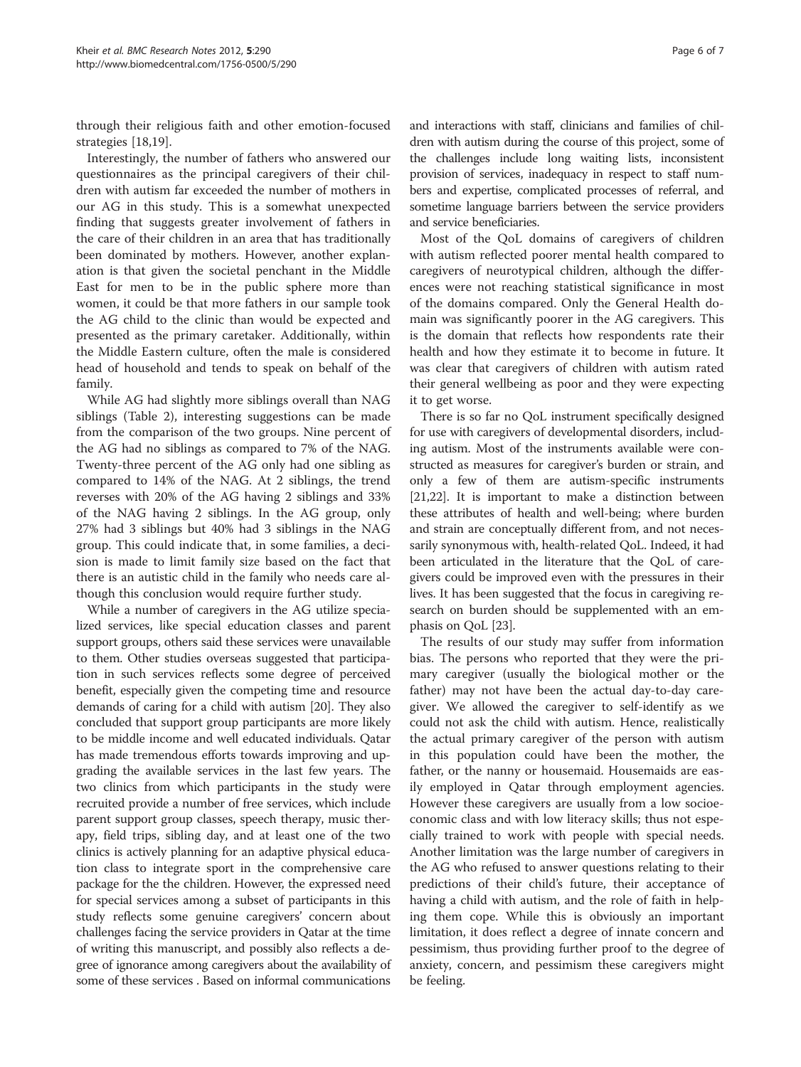through their religious faith and other emotion-focused strategies [18,19].

Interestingly, the number of fathers who answered our questionnaires as the principal caregivers of their children with autism far exceeded the number of mothers in our AG in this study. This is a somewhat unexpected finding that suggests greater involvement of fathers in the care of their children in an area that has traditionally been dominated by mothers. However, another explanation is that given the societal penchant in the Middle East for men to be in the public sphere more than women, it could be that more fathers in our sample took the AG child to the clinic than would be expected and presented as the primary caretaker. Additionally, within the Middle Eastern culture, often the male is considered head of household and tends to speak on behalf of the family.

While AG had slightly more siblings overall than NAG siblings (Table 2), interesting suggestions can be made from the comparison of the two groups. Nine percent of the AG had no siblings as compared to 7% of the NAG. Twenty-three percent of the AG only had one sibling as compared to 14% of the NAG. At 2 siblings, the trend reverses with 20% of the AG having 2 siblings and 33% of the NAG having 2 siblings. In the AG group, only 27% had 3 siblings but 40% had 3 siblings in the NAG group. This could indicate that, in some families, a decision is made to limit family size based on the fact that there is an autistic child in the family who needs care although this conclusion would require further study.

While a number of caregivers in the AG utilize specialized services, like special education classes and parent support groups, others said these services were unavailable to them. Other studies overseas suggested that participation in such services reflects some degree of perceived benefit, especially given the competing time and resource demands of caring for a child with autism [20]. They also concluded that support group participants are more likely to be middle income and well educated individuals. Qatar has made tremendous efforts towards improving and upgrading the available services in the last few years. The two clinics from which participants in the study were recruited provide a number of free services, which include parent support group classes, speech therapy, music therapy, field trips, sibling day, and at least one of the two clinics is actively planning for an adaptive physical education class to integrate sport in the comprehensive care package for the the children. However, the expressed need for special services among a subset of participants in this study reflects some genuine caregivers' concern about challenges facing the service providers in Qatar at the time of writing this manuscript, and possibly also reflects a degree of ignorance among caregivers about the availability of some of these services . Based on informal communications and interactions with staff, clinicians and families of children with autism during the course of this project, some of the challenges include long waiting lists, inconsistent provision of services, inadequacy in respect to staff numbers and expertise, complicated processes of referral, and sometime language barriers between the service providers and service beneficiaries.

Most of the QoL domains of caregivers of children with autism reflected poorer mental health compared to caregivers of neurotypical children, although the differences were not reaching statistical significance in most of the domains compared. Only the General Health domain was significantly poorer in the AG caregivers. This is the domain that reflects how respondents rate their health and how they estimate it to become in future. It was clear that caregivers of children with autism rated their general wellbeing as poor and they were expecting it to get worse.

There is so far no QoL instrument specifically designed for use with caregivers of developmental disorders, including autism. Most of the instruments available were constructed as measures for caregiver's burden or strain, and only a few of them are autism-specific instruments [21,22]. It is important to make a distinction between these attributes of health and well-being; where burden and strain are conceptually different from, and not necessarily synonymous with, health-related QoL. Indeed, it had been articulated in the literature that the QoL of caregivers could be improved even with the pressures in their lives. It has been suggested that the focus in caregiving research on burden should be supplemented with an emphasis on QoL [23].

The results of our study may suffer from information bias. The persons who reported that they were the primary caregiver (usually the biological mother or the father) may not have been the actual day-to-day caregiver. We allowed the caregiver to self-identify as we could not ask the child with autism. Hence, realistically the actual primary caregiver of the person with autism in this population could have been the mother, the father, or the nanny or housemaid. Housemaids are easily employed in Qatar through employment agencies. However these caregivers are usually from a low socioeconomic class and with low literacy skills; thus not especially trained to work with people with special needs. Another limitation was the large number of caregivers in the AG who refused to answer questions relating to their predictions of their child's future, their acceptance of having a child with autism, and the role of faith in helping them cope. While this is obviously an important limitation, it does reflect a degree of innate concern and pessimism, thus providing further proof to the degree of anxiety, concern, and pessimism these caregivers might be feeling.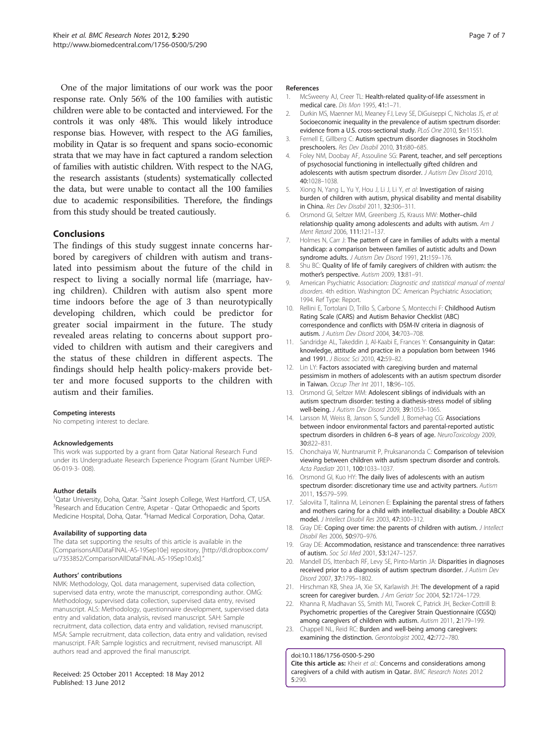One of the major limitations of our work was the poor response rate. Only 56% of the 100 families with autistic children were able to be contacted and interviewed. For the controls it was only 48%. This would likely introduce response bias. However, with respect to the AG families, mobility in Qatar is so frequent and spans socio-economic strata that we may have in fact captured a random selection of families with autistic children. With respect to the NAG, the research assistants (students) systematically collected the data, but were unable to contact all the 100 families due to academic responsibilities. Therefore, the findings from this study should be treated cautiously.

## Conclusions

The findings of this study suggest innate concerns harbored by caregivers of children with autism and translated into pessimism about the future of the child in respect to living a socially normal life (marriage, having children). Children with autism also spent more time indoors before the age of 3 than neurotypically developing children, which could be predictor for greater social impairment in the future. The study revealed areas relating to concerns about support provided to children with autism and their caregivers and the status of these children in different aspects. The findings should help health policy-makers provide better and more focused supports to the children with autism and their families.

#### Competing interests

No competing interest to declare.

#### Acknowledgements

This work was supported by a grant from Qatar National Research Fund under its Undergraduate Research Experience Program (Grant Number UREP-06-019-3- 008).

#### Author details

[1]Qatar University, Doha, Qatar. [2]Saint Joseph College, West Hartford, CT, USA. [3]Research and Education Centre, Aspetar - Qatar Orthopaedic and Sports Medicine Hospital, Doha, Qatar. [4]Hamad Medical Corporation, Doha, Qatar.

#### Availability of supporting data

The data set supporting the results of this article is available in the [ComparisonsAllDataFINAL-AS-19Sep10e] repository, [http://dl.dropbox.com/u/7353852/ComparisonAllDataFINAL-AS-19Sep10.xls]."

#### Authors' contributions

NMK: Methodology, QoL data management, supervised data collection, supervised data entry, wrote the manuscript, corresponding author. OMG: Methodology, supervised data collection, supervised data entry, revised manuscript. ALS: Methodology, questionnaire development, supervised data entry and validation, data analysis, revised manuscript. SAH: Sample recruitment, data collection, data entry and validation, revised manuscript. MSA: Sample recruitment, data collection, data entry and validation, revised manuscript. FAR: Sample logistics and recruitment, revised manuscript. All authors read and approved the final manuscript.

Received: 25 October 2011 Accepted: 18 May 2012
Published: 13 June 2012

#### References

1. McSweeny AJ, Creer TL: **Health-related quality-of-life assessment in medical care.** *Dis Mon* 1995, **41:**1–71.
2. Durkin MS, Maenner MJ, Meaney FJ, Levy SE, DiGuiseppi C, Nicholas JS, *et al*: **Socioeconomic inequality in the prevalence of autism spectrum disorder: evidence from a U.S. cross-sectional study.** *PLoS One* 2010, **5:**e11551.
3. Fernell E, Gillberg C: **Autism spectrum disorder diagnoses in Stockholm preschoolers.** *Res Dev Disabil* 2010, **31:**680–685.
4. Foley NM, Doobay AF, Assouline SG: **Parent, teacher, and self perceptions of psychosocial functioning in intellectually gifted children and adolescents with autism spectrum disorder.** *J Autism Dev Disord* 2010, **40:**1028–1038.
5. Xiong N, Yang L, Yu Y, Hou J, Li J, Li Y, *et al*: **Investigation of raising burden of children with autism, physical disability and mental disability in China.** *Res Dev Disabil* 2011, **32:**306–311.
6. Orsmond GI, Seltzer MM, Greenberg JS, Krauss MW: **Mother–child relationship quality among adolescents and adults with autism.** *Am J Ment Retard* 2006, **111:**121–137.
7. Holmes N, Carr J: **The pattern of care in families of adults with a mental handicap: a comparison between families of autistic adults and Down syndrome adults.** *J Autism Dev Disord* 1991, **21:**159–176.
8. Shu BC: **Quality of life of family caregivers of children with autism: the mother's perspective.** *Autism* 2009, **13:**81–91.
9. American Psychiatric Association: *Diagnostic and statistical manual of mental disorders.* 4th edition. Washington DC: American Psychiatric Association; 1994. Ref Type: Report.
10. Rellini E, Tortolani D, Trillo S, Carbone S, Montecchi F: **Childhood Autism Rating Scale (CARS) and Autism Behavior Checklist (ABC) correspondence and conflicts with DSM-IV criteria in diagnosis of autism.** *J Autism Dev Disord* 2004, **34:**703–708.
11. Sandridge AL, Takeddin J, Al-Kaabi E, Frances Y: **Consanguinity in Qatar: knowledge, attitude and practice in a population born between 1946 and 1991.** *J Biosoc Sci* 2010, **42:**59–82.
12. Lin LY: **Factors associated with caregiving burden and maternal pessimism in mothers of adolescents with an autism spectrum disorder in Taiwan.** *Occup Ther Int* 2011, **18:**96–105.
13. Orsmond GI, Seltzer MM: **Adolescent siblings of individuals with an autism spectrum disorder: testing a diathesis-stress model of sibling well-being.** *J Autism Dev Disord* 2009, **39:**1053–1065.
14. Larsson M, Weiss B, Janson S, Sundell J, Bornehag CG: **Associations between indoor environmental factors and parental-reported autistic spectrum disorders in children 6–8 years of age.** *NeuroToxicology* 2009, **30:**822–831.
15. Chonchaiya W, Nuntnarumit P, Pruksananonda C: **Comparison of television viewing between children with autism spectrum disorder and controls.** *Acta Paediatr* 2011, **100:**1033–1037.
16. Orsmond GI, Kuo HY: **The daily lives of adolescents with an autism spectrum disorder: discretionary time use and activity partners.** *Autism* 2011, **15:**579–599.
17. Saloviita T, Italinna M, Leinonen E: **Explaining the parental stress of fathers and mothers caring for a child with intellectual disability: a Double ABCX model.** *J Intellect Disabil Res* 2003, **47:**300–312.
18. Gray DE: **Coping over time: the parents of children with autism.** *J Intellect Disabil Res* 2006, **50:**970–976.
19. Gray DE: **Accommodation, resistance and transcendence: three narratives of autism.** *Soc Sci Med* 2001, **53:**1247–1257.
20. Mandell DS, Ittenbach RF, Levy SE, Pinto-Martin JA: **Disparities in diagnoses received prior to a diagnosis of autism spectrum disorder.** *J Autism Dev Disord* 2007, **37:**1795–1802.
21. Hirschman KB, Shea JA, Xie SX, Karlawish JH: **The development of a rapid screen for caregiver burden.** *J Am Geriatr Soc* 2004, **52:**1724–1729.
22. Khanna R, Madhavan SS, Smith MJ, Tworek C, Patrick JH, Becker-Cottrill B: **Psychometric properties of the Caregiver Strain Questionnaire (CGSQ) among caregivers of children with autism.** *Autism* 2011, **2:**179–199.
23. Chappell NL, Reid RC: **Burden and well-being among caregivers: examining the distinction.** *Gerontologist* 2002, **42:**772–780.

doi:10.1186/1756-0500-5-290
**Cite this article as:** Kheir *et al.*: Concerns and considerations among caregivers of a child with autism in Qatar. *BMC Research Notes* 2012 **5**:290.